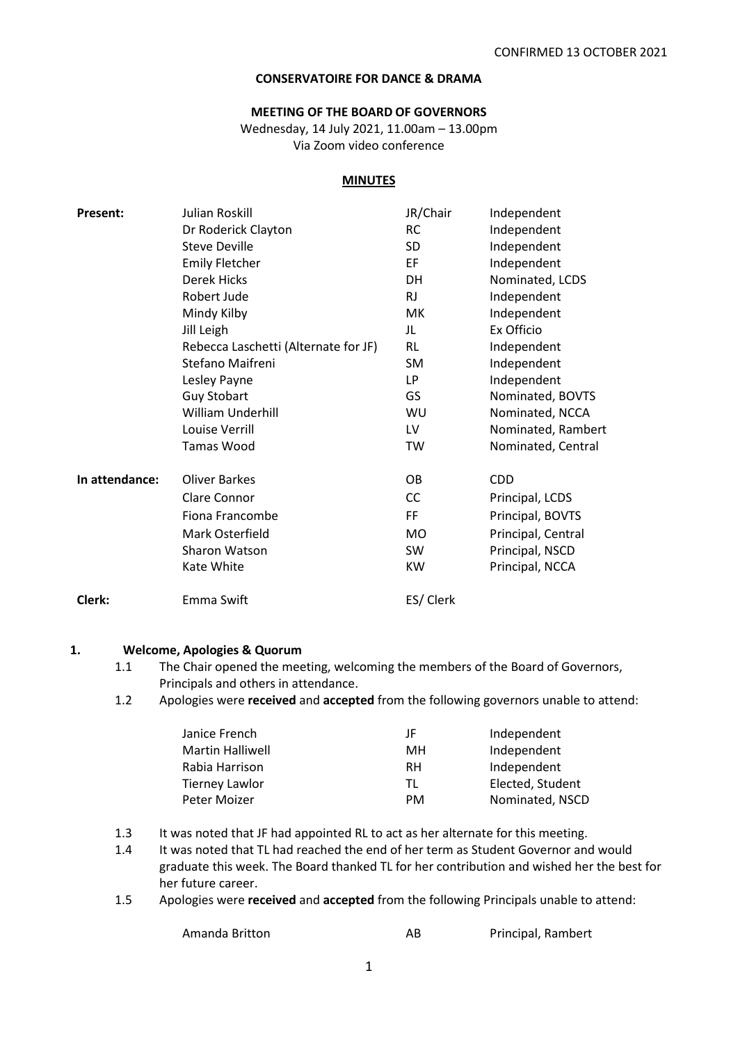CONFIRMED 13 OCTOBER 2021

**CONSERVATOIRE FOR DANCE & DRAMA**

**MEETING OF THE BOARD OF GOVERNORS**

Wednesday, 14 July 2021, 11.00am – 13.00pm

Via Zoom video conference

**MINUTES**

| | | | |
|---|---|---|---|
| **Present:** | Julian Roskill | JR/Chair | Independent |
| | Dr Roderick Clayton | RC | Independent |
| | Steve Deville | SD | Independent |
| | Emily Fletcher | EF | Independent |
| | Derek Hicks | DH | Nominated, LCDS |
| | Robert Jude | RJ | Independent |
| | Mindy Kilby | MK | Independent |
| | Jill Leigh | JL | Ex Officio |
| | Rebecca Laschetti (Alternate for JF) | RL | Independent |
| | Stefano Maifreni | SM | Independent |
| | Lesley Payne | LP | Independent |
| | Guy Stobart | GS | Nominated, BOVTS |
| | William Underhill | WU | Nominated, NCCA |
| | Louise Verrill | LV | Nominated, Rambert |
| | Tamas Wood | TW | Nominated, Central |
| **In attendance:** | Oliver Barkes | OB | CDD |
| | Clare Connor | CC | Principal, LCDS |
| | Fiona Francombe | FF | Principal, BOVTS |
| | Mark Osterfield | MO | Principal, Central |
| | Sharon Watson | SW | Principal, NSCD |
| | Kate White | KW | Principal, NCCA |
| **Clerk:** | Emma Swift | ES/ Clerk | |

## 1. Welcome, Apologies & Quorum

1.1 The Chair opened the meeting, welcoming the members of the Board of Governors, Principals and others in attendance.

1.2 Apologies were **received** and **accepted** from the following governors unable to attend:

| | | |
|---|---|---|
| Janice French | JF | Independent |
| Martin Halliwell | MH | Independent |
| Rabia Harrison | RH | Independent |
| Tierney Lawlor | TL | Elected, Student |
| Peter Moizer | PM | Nominated, NSCD |

1.3 It was noted that JF had appointed RL to act as her alternate for this meeting.

1.4 It was noted that TL had reached the end of her term as Student Governor and would graduate this week. The Board thanked TL for her contribution and wished her the best for her future career.

1.5 Apologies were **received** and **accepted** from the following Principals unable to attend:

| | | |
|---|---|---|
| Amanda Britton | AB | Principal, Rambert |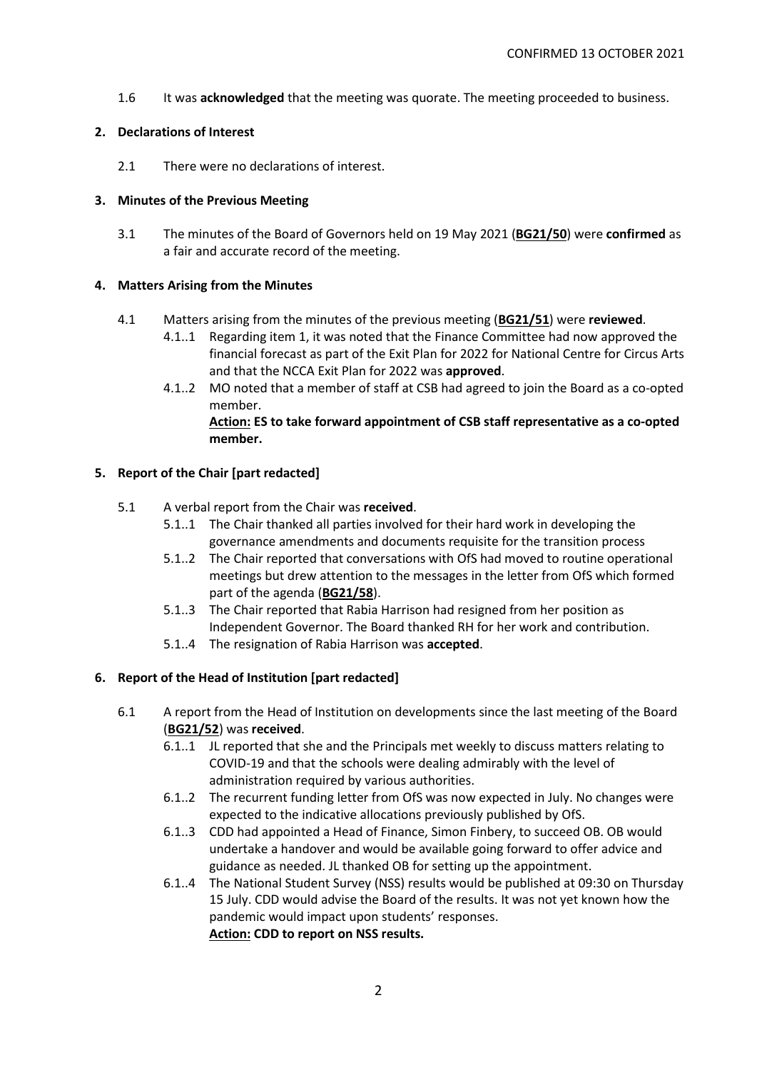CONFIRMED 13 OCTOBER 2021

1.6 It was **acknowledged** that the meeting was quorate. The meeting proceeded to business.

**2. Declarations of Interest**

2.1 There were no declarations of interest.

**3. Minutes of the Previous Meeting**

3.1 The minutes of the Board of Governors held on 19 May 2021 (**BG21/50**) were **confirmed** as a fair and accurate record of the meeting.

**4. Matters Arising from the Minutes**

4.1 Matters arising from the minutes of the previous meeting (**BG21/51**) were **reviewed**.

4.1..1 Regarding item 1, it was noted that the Finance Committee had now approved the financial forecast as part of the Exit Plan for 2022 for National Centre for Circus Arts and that the NCCA Exit Plan for 2022 was **approved**.

4.1..2 MO noted that a member of staff at CSB had agreed to join the Board as a co-opted member.
**Action: ES to take forward appointment of CSB staff representative as a co-opted member.**

**5. Report of the Chair [part redacted]**

5.1 A verbal report from the Chair was **received**.

5.1..1 The Chair thanked all parties involved for their hard work in developing the governance amendments and documents requisite for the transition process

5.1..2 The Chair reported that conversations with OfS had moved to routine operational meetings but drew attention to the messages in the letter from OfS which formed part of the agenda (**BG21/58**).

5.1..3 The Chair reported that Rabia Harrison had resigned from her position as Independent Governor. The Board thanked RH for her work and contribution.

5.1..4 The resignation of Rabia Harrison was **accepted**.

**6. Report of the Head of Institution [part redacted]**

6.1 A report from the Head of Institution on developments since the last meeting of the Board (**BG21/52**) was **received**.

6.1..1 JL reported that she and the Principals met weekly to discuss matters relating to COVID-19 and that the schools were dealing admirably with the level of administration required by various authorities.

6.1..2 The recurrent funding letter from OfS was now expected in July. No changes were expected to the indicative allocations previously published by OfS.

6.1..3 CDD had appointed a Head of Finance, Simon Finbery, to succeed OB. OB would undertake a handover and would be available going forward to offer advice and guidance as needed. JL thanked OB for setting up the appointment.

6.1..4 The National Student Survey (NSS) results would be published at 09:30 on Thursday 15 July. CDD would advise the Board of the results. It was not yet known how the pandemic would impact upon students' responses.
**Action: CDD to report on NSS results.**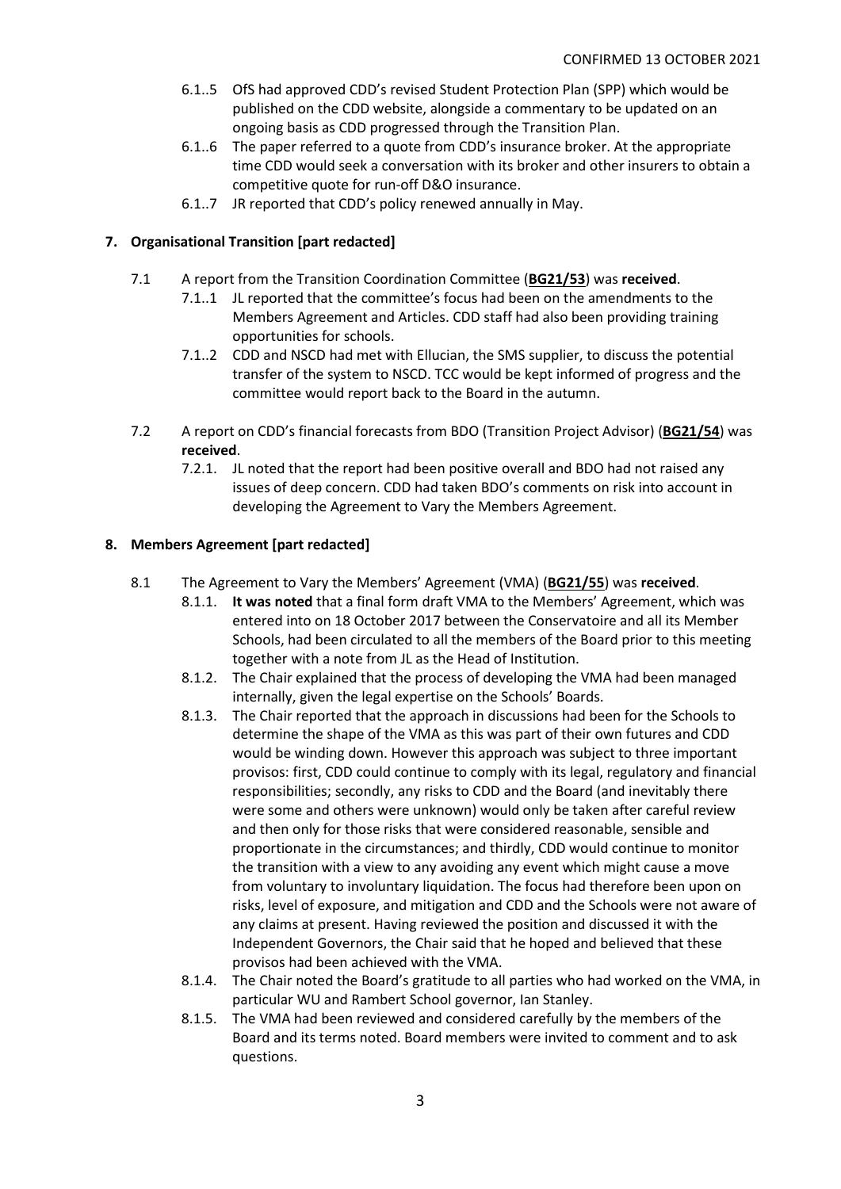6.1..5 OfS had approved CDD's revised Student Protection Plan (SPP) which would be published on the CDD website, alongside a commentary to be updated on an ongoing basis as CDD progressed through the Transition Plan.

6.1..6 The paper referred to a quote from CDD's insurance broker. At the appropriate time CDD would seek a conversation with its broker and other insurers to obtain a competitive quote for run-off D&O insurance.

6.1..7 JR reported that CDD's policy renewed annually in May.

**7. Organisational Transition [part redacted]**

7.1 A report from the Transition Coordination Committee (**BG21/53**) was **received**.

7.1..1 JL reported that the committee's focus had been on the amendments to the Members Agreement and Articles. CDD staff had also been providing training opportunities for schools.

7.1..2 CDD and NSCD had met with Ellucian, the SMS supplier, to discuss the potential transfer of the system to NSCD. TCC would be kept informed of progress and the committee would report back to the Board in the autumn.

7.2 A report on CDD's financial forecasts from BDO (Transition Project Advisor) (**BG21/54**) was **received**.

7.2.1. JL noted that the report had been positive overall and BDO had not raised any issues of deep concern. CDD had taken BDO's comments on risk into account in developing the Agreement to Vary the Members Agreement.

**8. Members Agreement [part redacted]**

8.1 The Agreement to Vary the Members' Agreement (VMA) (**BG21/55**) was **received**.

8.1.1. **It was noted** that a final form draft VMA to the Members' Agreement, which was entered into on 18 October 2017 between the Conservatoire and all its Member Schools, had been circulated to all the members of the Board prior to this meeting together with a note from JL as the Head of Institution.

8.1.2. The Chair explained that the process of developing the VMA had been managed internally, given the legal expertise on the Schools' Boards.

8.1.3. The Chair reported that the approach in discussions had been for the Schools to determine the shape of the VMA as this was part of their own futures and CDD would be winding down. However this approach was subject to three important provisos: first, CDD could continue to comply with its legal, regulatory and financial responsibilities; secondly, any risks to CDD and the Board (and inevitably there were some and others were unknown) would only be taken after careful review and then only for those risks that were considered reasonable, sensible and proportionate in the circumstances; and thirdly, CDD would continue to monitor the transition with a view to any avoiding any event which might cause a move from voluntary to involuntary liquidation. The focus had therefore been upon on risks, level of exposure, and mitigation and CDD and the Schools were not aware of any claims at present. Having reviewed the position and discussed it with the Independent Governors, the Chair said that he hoped and believed that these provisos had been achieved with the VMA.

8.1.4. The Chair noted the Board's gratitude to all parties who had worked on the VMA, in particular WU and Rambert School governor, Ian Stanley.

8.1.5. The VMA had been reviewed and considered carefully by the members of the Board and its terms noted. Board members were invited to comment and to ask questions.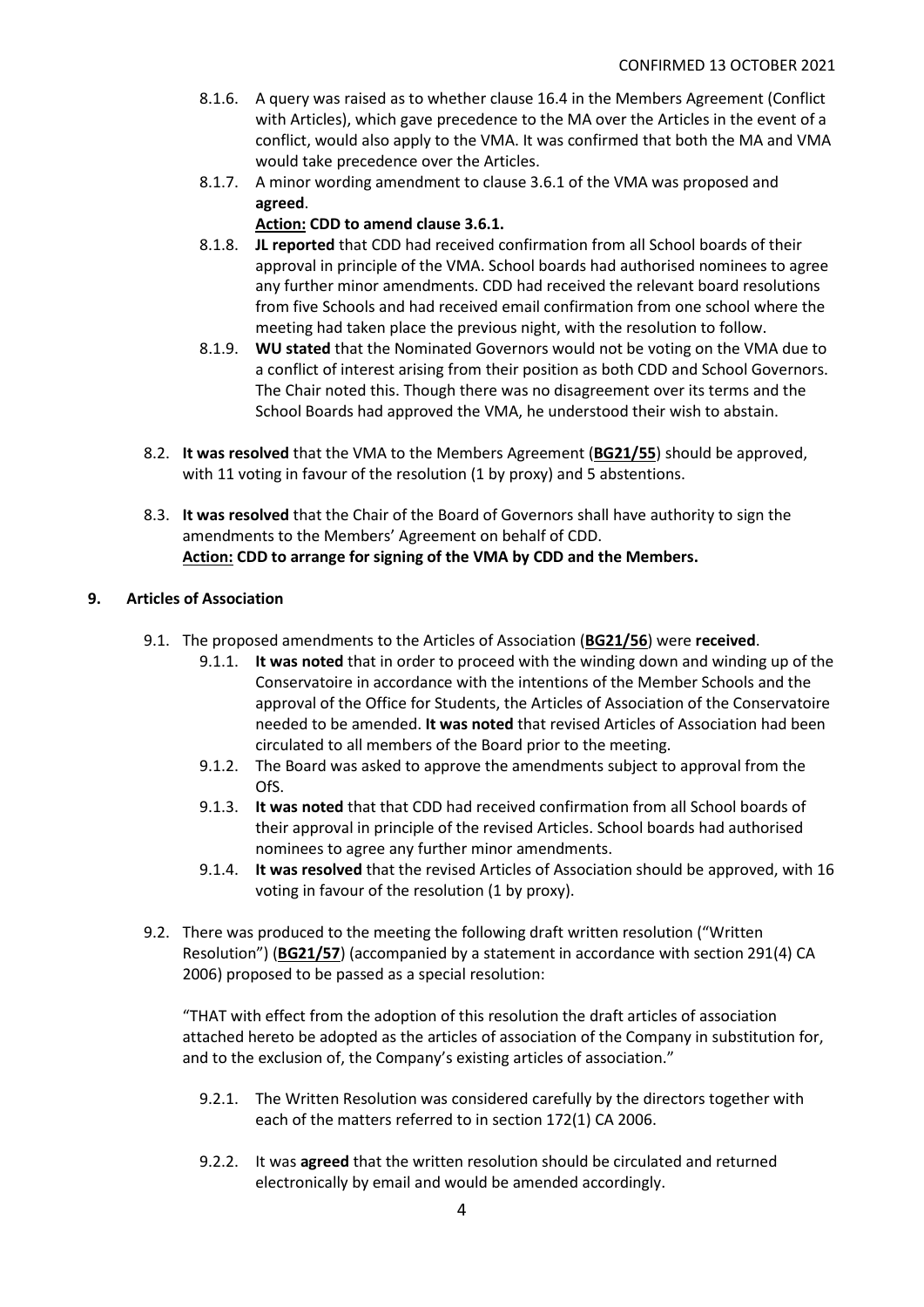- 8.1.6. A query was raised as to whether clause 16.4 in the Members Agreement (Conflict with Articles), which gave precedence to the MA over the Articles in the event of a conflict, would also apply to the VMA. It was confirmed that both the MA and VMA would take precedence over the Articles.
- 8.1.7. A minor wording amendment to clause 3.6.1 of the VMA was proposed and **agreed**.
  **Action: CDD to amend clause 3.6.1.**
- 8.1.8. **JL reported** that CDD had received confirmation from all School boards of their approval in principle of the VMA. School boards had authorised nominees to agree any further minor amendments. CDD had received the relevant board resolutions from five Schools and had received email confirmation from one school where the meeting had taken place the previous night, with the resolution to follow.
- 8.1.9. **WU stated** that the Nominated Governors would not be voting on the VMA due to a conflict of interest arising from their position as both CDD and School Governors. The Chair noted this. Though there was no disagreement over its terms and the School Boards had approved the VMA, he understood their wish to abstain.

8.2. **It was resolved** that the VMA to the Members Agreement (**BG21/55**) should be approved, with 11 voting in favour of the resolution (1 by proxy) and 5 abstentions.

8.3. **It was resolved** that the Chair of the Board of Governors shall have authority to sign the amendments to the Members' Agreement on behalf of CDD.
**Action: CDD to arrange for signing of the VMA by CDD and the Members.**

## 9. Articles of Association

9.1. The proposed amendments to the Articles of Association (**BG21/56**) were **received**.

- 9.1.1. **It was noted** that in order to proceed with the winding down and winding up of the Conservatoire in accordance with the intentions of the Member Schools and the approval of the Office for Students, the Articles of Association of the Conservatoire needed to be amended. **It was noted** that revised Articles of Association had been circulated to all members of the Board prior to the meeting.
- 9.1.2. The Board was asked to approve the amendments subject to approval from the OfS.
- 9.1.3. **It was noted** that that CDD had received confirmation from all School boards of their approval in principle of the revised Articles. School boards had authorised nominees to agree any further minor amendments.
- 9.1.4. **It was resolved** that the revised Articles of Association should be approved, with 16 voting in favour of the resolution (1 by proxy).

9.2. There was produced to the meeting the following draft written resolution ("Written Resolution") (**BG21/57**) (accompanied by a statement in accordance with section 291(4) CA 2006) proposed to be passed as a special resolution:

"THAT with effect from the adoption of this resolution the draft articles of association attached hereto be adopted as the articles of association of the Company in substitution for, and to the exclusion of, the Company's existing articles of association."

- 9.2.1. The Written Resolution was considered carefully by the directors together with each of the matters referred to in section 172(1) CA 2006.
- 9.2.2. It was **agreed** that the written resolution should be circulated and returned electronically by email and would be amended accordingly.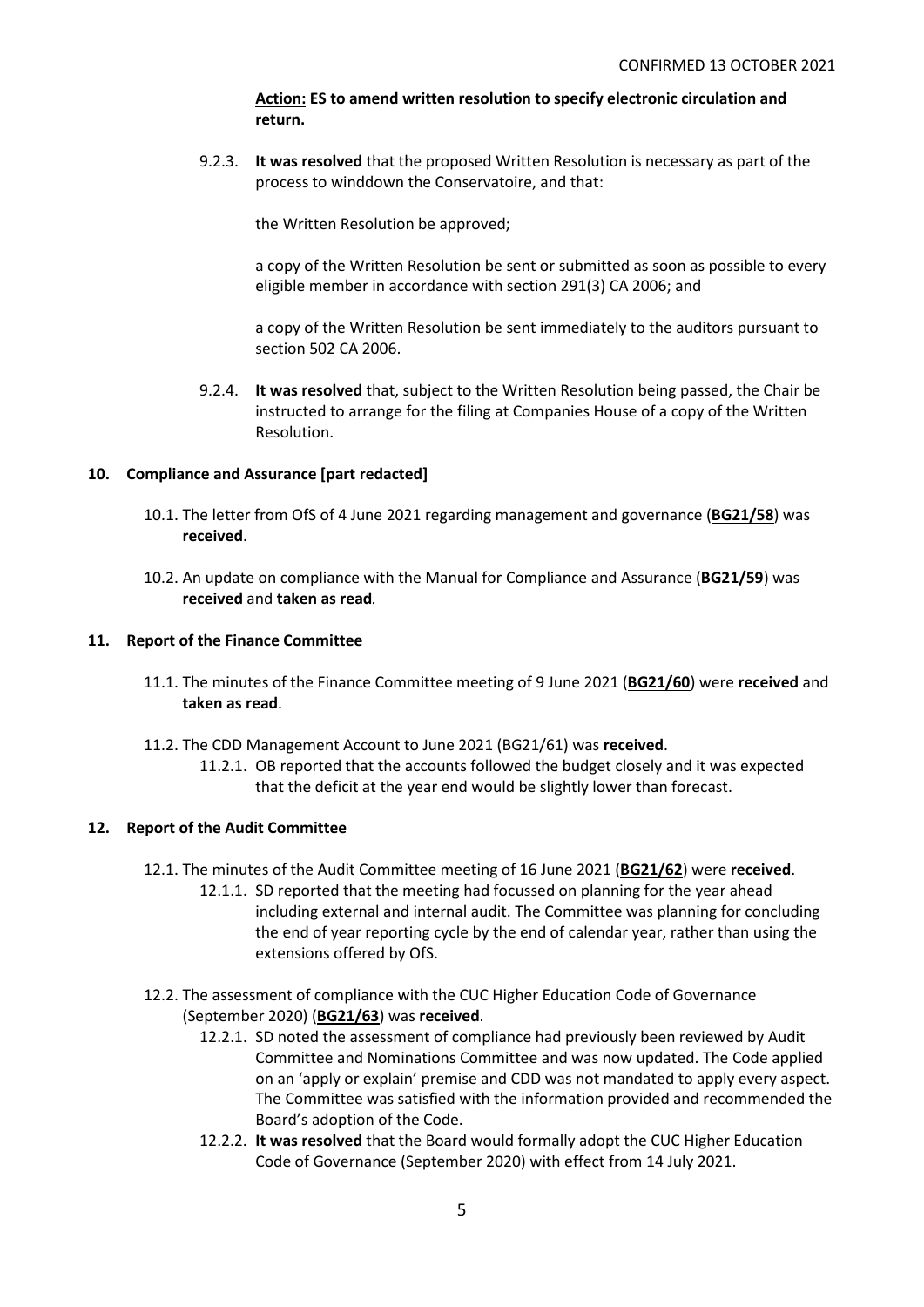**Action: ES to amend written resolution to specify electronic circulation and return.**

9.2.3. **It was resolved** that the proposed Written Resolution is necessary as part of the process to winddown the Conservatoire, and that:

the Written Resolution be approved;

a copy of the Written Resolution be sent or submitted as soon as possible to every eligible member in accordance with section 291(3) CA 2006; and

a copy of the Written Resolution be sent immediately to the auditors pursuant to section 502 CA 2006.

9.2.4. **It was resolved** that, subject to the Written Resolution being passed, the Chair be instructed to arrange for the filing at Companies House of a copy of the Written Resolution.

## 10. Compliance and Assurance [part redacted]

10.1. The letter from OfS of 4 June 2021 regarding management and governance (**BG21/58**) was **received**.

10.2. An update on compliance with the Manual for Compliance and Assurance (**BG21/59**) was **received** and **taken as read**.

## 11. Report of the Finance Committee

11.1. The minutes of the Finance Committee meeting of 9 June 2021 (**BG21/60**) were **received** and **taken as read**.

11.2. The CDD Management Account to June 2021 (BG21/61) was **received**.

11.2.1. OB reported that the accounts followed the budget closely and it was expected that the deficit at the year end would be slightly lower than forecast.

## 12. Report of the Audit Committee

12.1. The minutes of the Audit Committee meeting of 16 June 2021 (**BG21/62**) were **received**.

12.1.1. SD reported that the meeting had focussed on planning for the year ahead including external and internal audit. The Committee was planning for concluding the end of year reporting cycle by the end of calendar year, rather than using the extensions offered by OfS.

12.2. The assessment of compliance with the CUC Higher Education Code of Governance (September 2020) (**BG21/63**) was **received**.

12.2.1. SD noted the assessment of compliance had previously been reviewed by Audit Committee and Nominations Committee and was now updated. The Code applied on an 'apply or explain' premise and CDD was not mandated to apply every aspect. The Committee was satisfied with the information provided and recommended the Board's adoption of the Code.

12.2.2. **It was resolved** that the Board would formally adopt the CUC Higher Education Code of Governance (September 2020) with effect from 14 July 2021.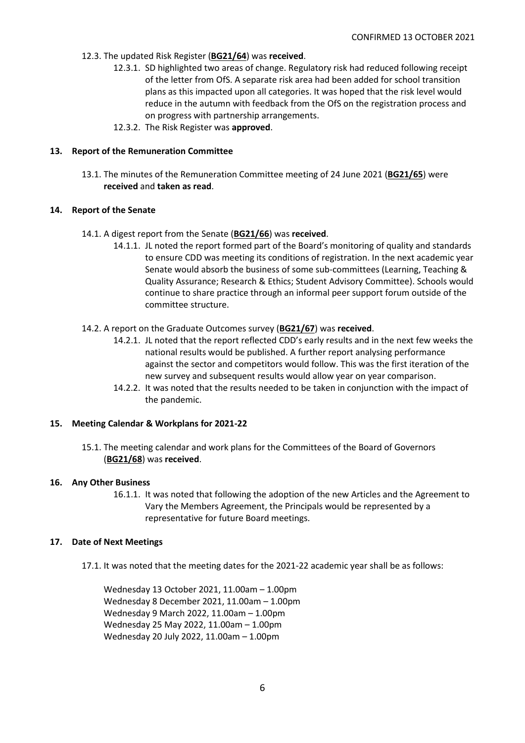CONFIRMED 13 OCTOBER 2021

12.3. The updated Risk Register (**BG21/64**) was **received**.

12.3.1. SD highlighted two areas of change. Regulatory risk had reduced following receipt of the letter from OfS. A separate risk area had been added for school transition plans as this impacted upon all categories. It was hoped that the risk level would reduce in the autumn with feedback from the OfS on the registration process and on progress with partnership arrangements.

12.3.2. The Risk Register was **approved**.

## 13. Report of the Remuneration Committee

13.1. The minutes of the Remuneration Committee meeting of 24 June 2021 (**BG21/65**) were **received** and **taken as read**.

## 14. Report of the Senate

14.1. A digest report from the Senate (**BG21/66**) was **received**.

14.1.1. JL noted the report formed part of the Board's monitoring of quality and standards to ensure CDD was meeting its conditions of registration. In the next academic year Senate would absorb the business of some sub-committees (Learning, Teaching & Quality Assurance; Research & Ethics; Student Advisory Committee). Schools would continue to share practice through an informal peer support forum outside of the committee structure.

14.2. A report on the Graduate Outcomes survey (**BG21/67**) was **received**.

14.2.1. JL noted that the report reflected CDD's early results and in the next few weeks the national results would be published. A further report analysing performance against the sector and competitors would follow. This was the first iteration of the new survey and subsequent results would allow year on year comparison.

14.2.2. It was noted that the results needed to be taken in conjunction with the impact of the pandemic.

## 15. Meeting Calendar & Workplans for 2021-22

15.1. The meeting calendar and work plans for the Committees of the Board of Governors (**BG21/68**) was **received**.

## 16. Any Other Business

16.1.1. It was noted that following the adoption of the new Articles and the Agreement to Vary the Members Agreement, the Principals would be represented by a representative for future Board meetings.

## 17. Date of Next Meetings

17.1. It was noted that the meeting dates for the 2021-22 academic year shall be as follows:

Wednesday 13 October 2021, 11.00am – 1.00pm
Wednesday 8 December 2021, 11.00am – 1.00pm
Wednesday 9 March 2022, 11.00am – 1.00pm
Wednesday 25 May 2022, 11.00am – 1.00pm
Wednesday 20 July 2022, 11.00am – 1.00pm